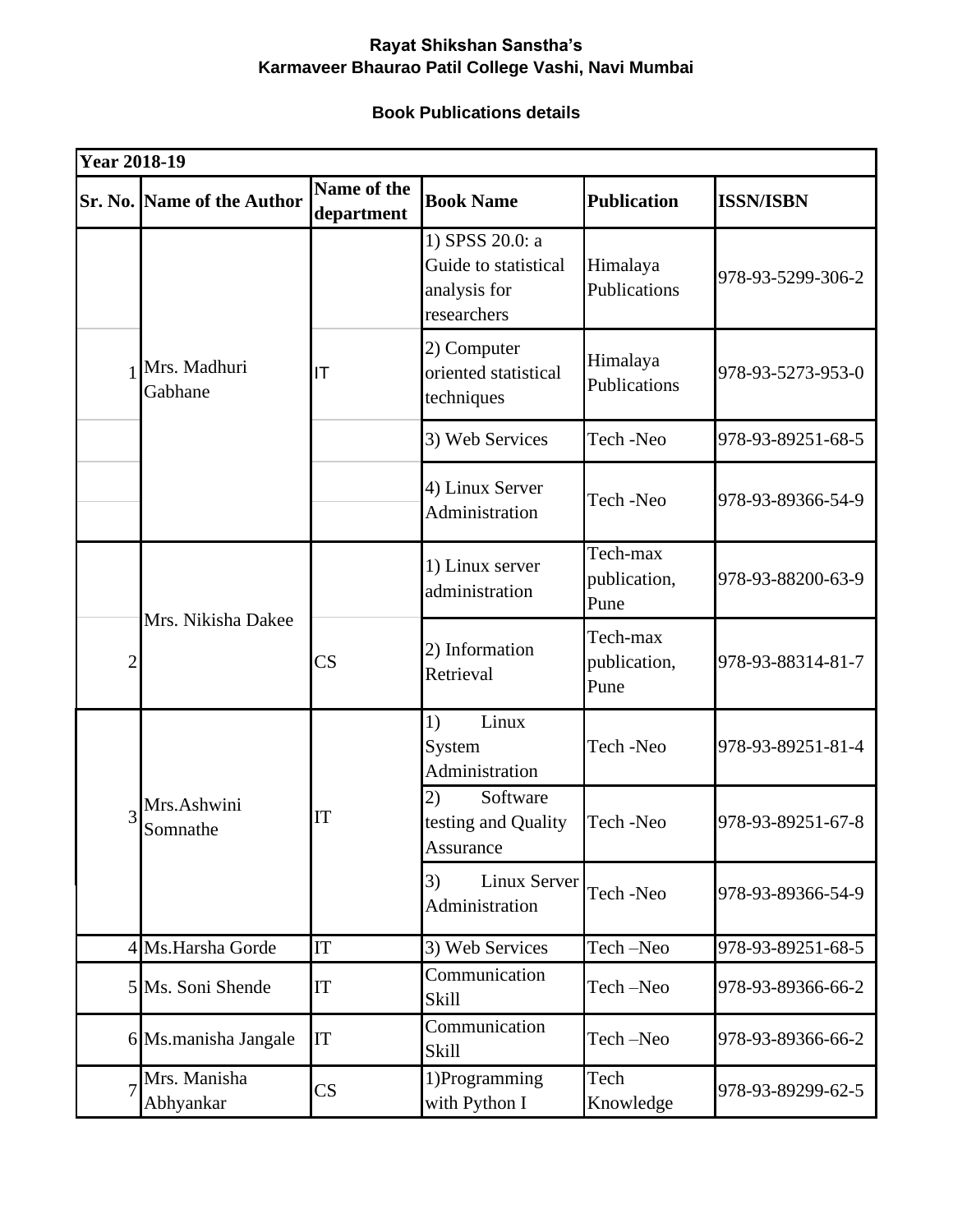**Rayat Shikshan Sanstha's**
**Karmaveer Bhaurao Patil College Vashi, Navi Mumbai**

**Book Publications details**

| **Year 2018-19** | | | | | |
|---|---|---|---|---|---|
| **Sr. No.** | **Name of the Author** | **Name of the department** | **Book Name** | **Publication** | **ISSN/ISBN** |
| 1 | Mrs. Madhuri Gabhane | IT | 1) SPSS 20.0: a Guide to statistical analysis for researchers | Himalaya Publications | 978-93-5299-306-2 |
| | | | 2) Computer oriented statistical techniques | Himalaya Publications | 978-93-5273-953-0 |
| | | | 3) Web Services | Tech -Neo | 978-93-89251-68-5 |
| | | | 4) Linux Server Administration | Tech -Neo | 978-93-89366-54-9 |
| 2 | Mrs. Nikisha Dakee | CS | 1) Linux server administration | Tech-max publication, Pune | 978-93-88200-63-9 |
| | | | 2) Information Retrieval | Tech-max publication, Pune | 978-93-88314-81-7 |
| 3 | Mrs.Ashwini Somnathe | IT | 1) Linux System Administration | Tech -Neo | 978-93-89251-81-4 |
| | | | 2) Software testing and Quality Assurance | Tech -Neo | 978-93-89251-67-8 |
| | | | 3) Linux Server Administration | Tech -Neo | 978-93-89366-54-9 |
| 4 | Ms.Harsha Gorde | IT | 3) Web Services | Tech –Neo | 978-93-89251-68-5 |
| 5 | Ms. Soni Shende | IT | Communication Skill | Tech –Neo | 978-93-89366-66-2 |
| 6 | Ms.manisha Jangale | IT | Communication Skill | Tech –Neo | 978-93-89366-66-2 |
| 7 | Mrs. Manisha Abhyankar | CS | 1)Programming with Python I | Tech Knowledge | 978-93-89299-62-5 |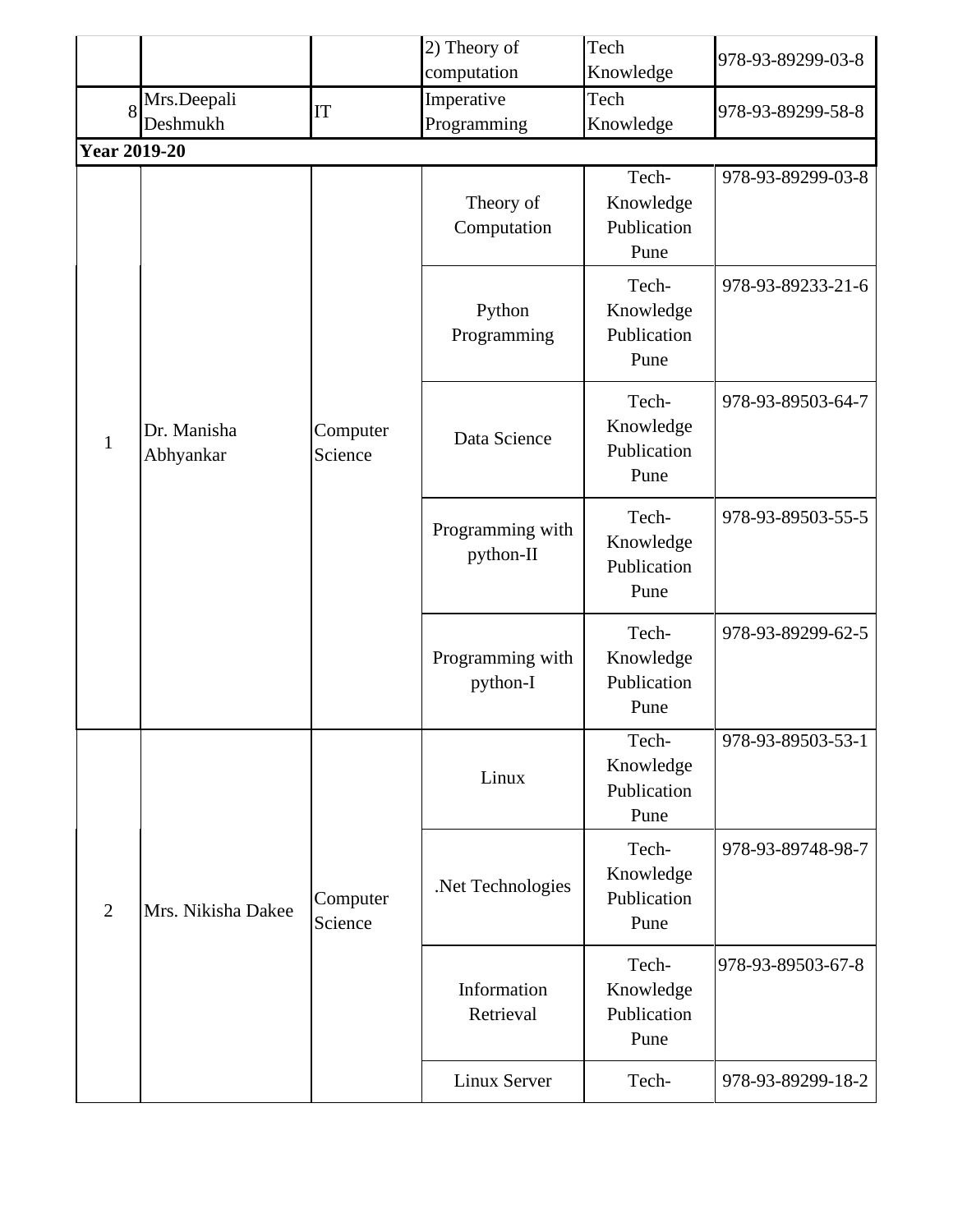|  |  |  | 2) Theory of computation | Tech Knowledge | 978-93-89299-03-8 |
|---|---|---|---|---|---|
| 8 | Mrs.Deepali Deshmukh | IT | Imperative Programming | Tech Knowledge | 978-93-89299-58-8 |
| **Year 2019-20** |  |  |  |  |  |
| 1 | Dr. Manisha Abhyankar | Computer Science | Theory of Computation | Tech-Knowledge Publication Pune | 978-93-89299-03-8 |
|  |  |  | Python Programming | Tech-Knowledge Publication Pune | 978-93-89233-21-6 |
|  |  |  | Data Science | Tech-Knowledge Publication Pune | 978-93-89503-64-7 |
|  |  |  | Programming with python-II | Tech-Knowledge Publication Pune | 978-93-89503-55-5 |
|  |  |  | Programming with python-I | Tech-Knowledge Publication Pune | 978-93-89299-62-5 |
| 2 | Mrs. Nikisha Dakee | Computer Science | Linux | Tech-Knowledge Publication Pune | 978-93-89503-53-1 |
|  |  |  | .Net Technologies | Tech-Knowledge Publication Pune | 978-93-89748-98-7 |
|  |  |  | Information Retrieval | Tech-Knowledge Publication Pune | 978-93-89503-67-8 |
|  |  |  | Linux Server | Tech- | 978-93-89299-18-2 |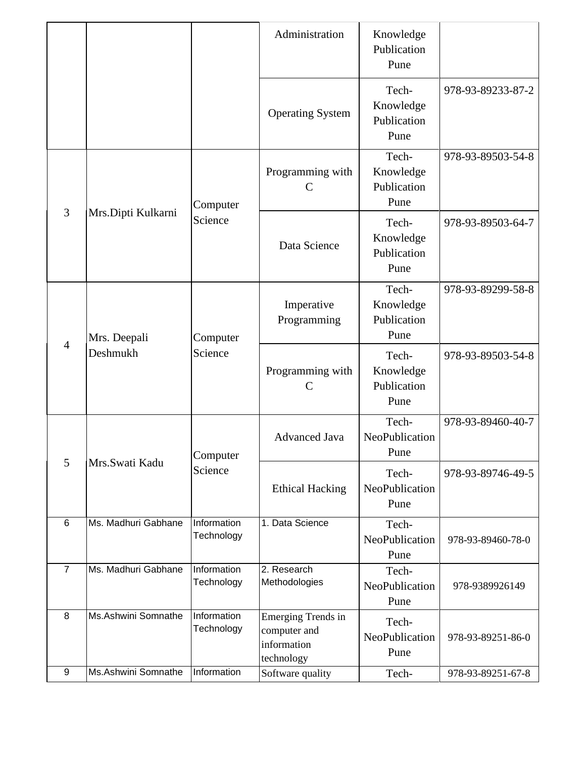| | | | Administration | Knowledge Publication Pune | |
|---|---|---|---|---|---|
| | | | Operating System | Tech-Knowledge Publication Pune | 978-93-89233-87-2 |
| 3 | Mrs.Dipti Kulkarni | Computer Science | Programming with C | Tech-Knowledge Publication Pune | 978-93-89503-54-8 |
| | | | Data Science | Tech-Knowledge Publication Pune | 978-93-89503-64-7 |
| 4 | Mrs. Deepali Deshmukh | Computer Science | Imperative Programming | Tech-Knowledge Publication Pune | 978-93-89299-58-8 |
| | | | Programming with C | Tech-Knowledge Publication Pune | 978-93-89503-54-8 |
| 5 | Mrs.Swati Kadu | Computer Science | Advanced Java | Tech-NeoPublication Pune | 978-93-89460-40-7 |
| | | | Ethical Hacking | Tech-NeoPublication Pune | 978-93-89746-49-5 |
| 6 | Ms. Madhuri Gabhane | Information Technology | 1. Data Science | Tech-NeoPublication Pune | 978-93-89460-78-0 |
| 7 | Ms. Madhuri Gabhane | Information Technology | 2. Research Methodologies | Tech-NeoPublication Pune | 978-9389926149 |
| 8 | Ms.Ashwini Somnathe | Information Technology | Emerging Trends in computer and information technology | Tech-NeoPublication Pune | 978-93-89251-86-0 |
| 9 | Ms.Ashwini Somnathe | Information | Software quality | Tech- | 978-93-89251-67-8 |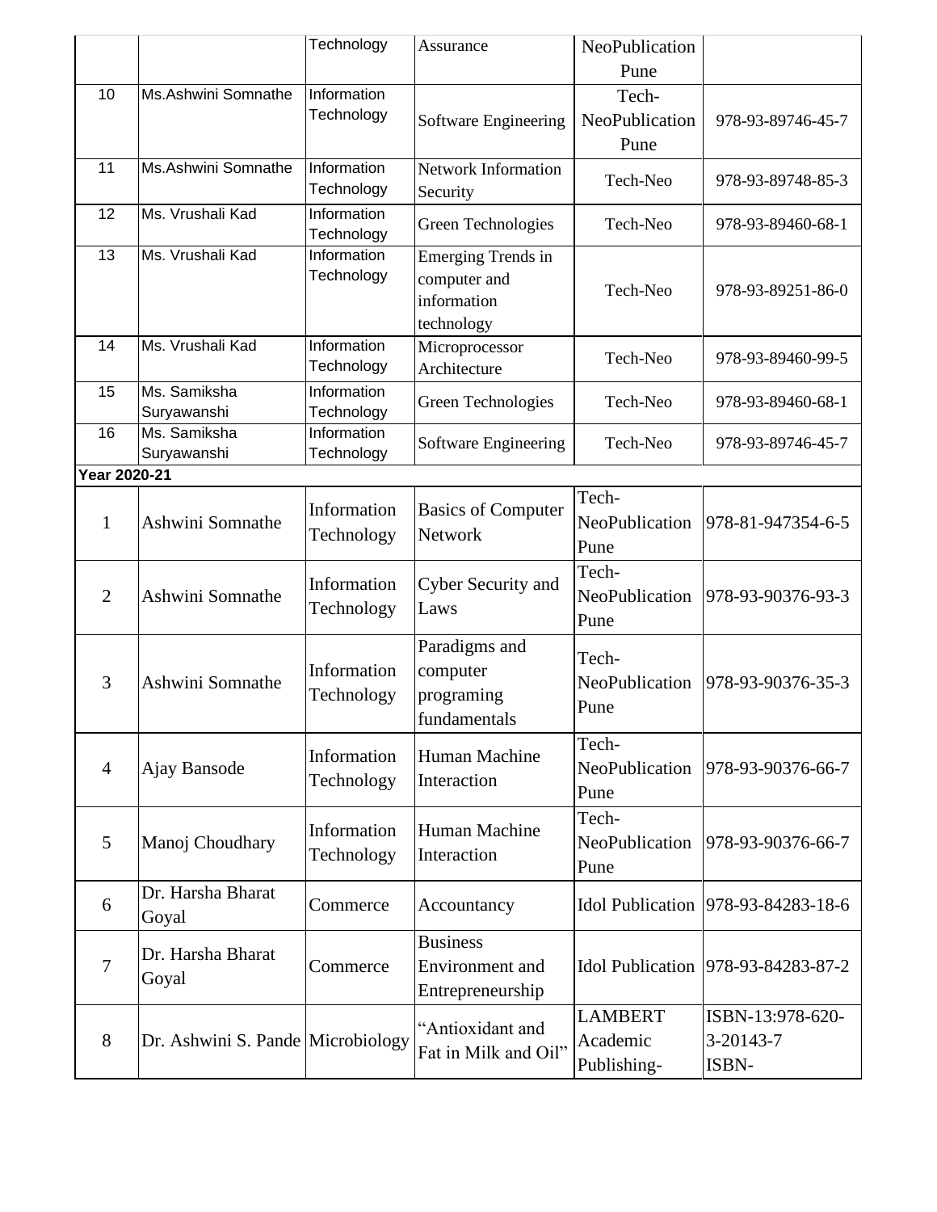| | | Technology | Assurance | NeoPublication Pune | |
|---|---|---|---|---|---|
| 10 | Ms.Ashwini Somnathe | Information Technology | Software Engineering | Tech-NeoPublication Pune | 978-93-89746-45-7 |
| 11 | Ms.Ashwini Somnathe | Information Technology | Network Information Security | Tech-Neo | 978-93-89748-85-3 |
| 12 | Ms. Vrushali Kad | Information Technology | Green Technologies | Tech-Neo | 978-93-89460-68-1 |
| 13 | Ms. Vrushali Kad | Information Technology | Emerging Trends in computer and information technology | Tech-Neo | 978-93-89251-86-0 |
| 14 | Ms. Vrushali Kad | Information Technology | Microprocessor Architecture | Tech-Neo | 978-93-89460-99-5 |
| 15 | Ms. Samiksha Suryawanshi | Information Technology | Green Technologies | Tech-Neo | 978-93-89460-68-1 |
| 16 | Ms. Samiksha Suryawanshi | Information Technology | Software Engineering | Tech-Neo | 978-93-89746-45-7 |
| **Year 2020-21** | | | | | |
| 1 | Ashwini Somnathe | Information Technology | Basics of Computer Network | Tech-NeoPublication Pune | 978-81-947354-6-5 |
| 2 | Ashwini Somnathe | Information Technology | Cyber Security and Laws | Tech-NeoPublication Pune | 978-93-90376-93-3 |
| 3 | Ashwini Somnathe | Information Technology | Paradigms and computer programing fundamentals | Tech-NeoPublication Pune | 978-93-90376-35-3 |
| 4 | Ajay Bansode | Information Technology | Human Machine Interaction | Tech-NeoPublication Pune | 978-93-90376-66-7 |
| 5 | Manoj Choudhary | Information Technology | Human Machine Interaction | Tech-NeoPublication Pune | 978-93-90376-66-7 |
| 6 | Dr. Harsha Bharat Goyal | Commerce | Accountancy | Idol Publication | 978-93-84283-18-6 |
| 7 | Dr. Harsha Bharat Goyal | Commerce | Business Environment and Entrepreneurship | Idol Publication | 978-93-84283-87-2 |
| 8 | Dr. Ashwini S. Pande | Microbiology | "Antioxidant and Fat in Milk and Oil" | LAMBERT Academic Publishing- | ISBN-13:978-620-3-20143-7 ISBN- |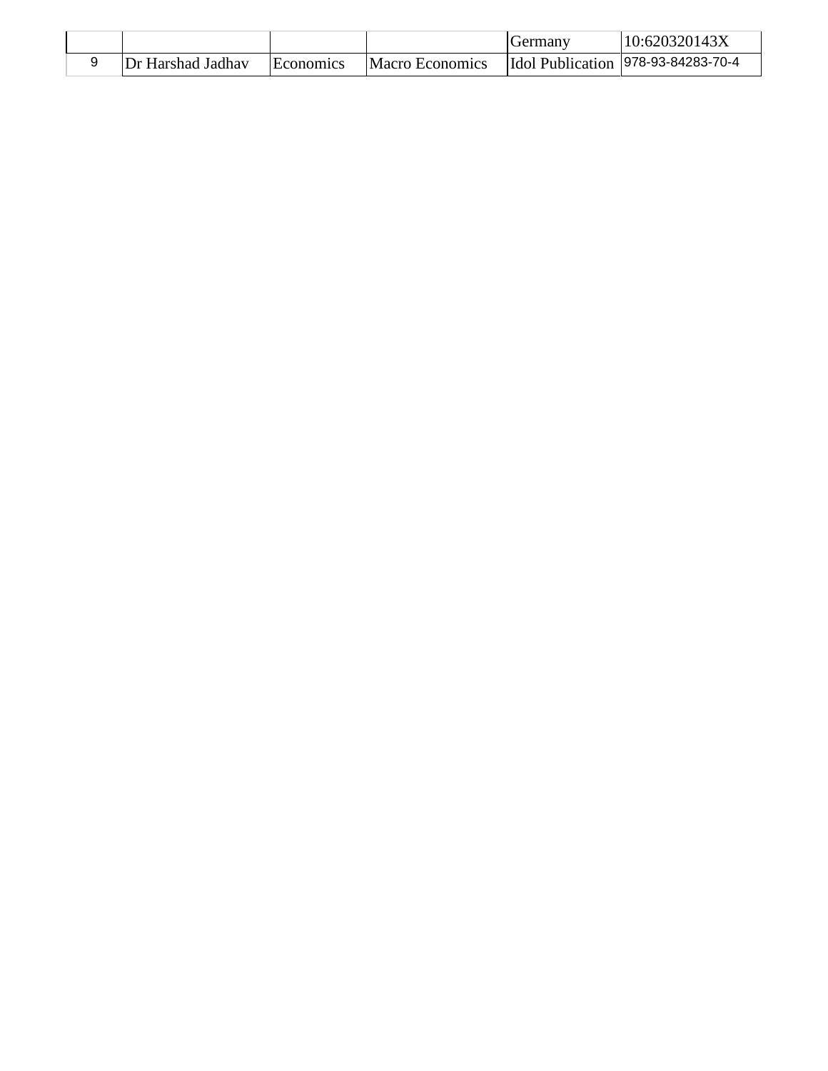| | | | | | |
|---|---|---|---|---|---|
| | | | | Germany | 10:620320143X |
| 9 | Dr Harshad Jadhav | Economics | Macro Economics | Idol Publication | 978-93-84283-70-4 |